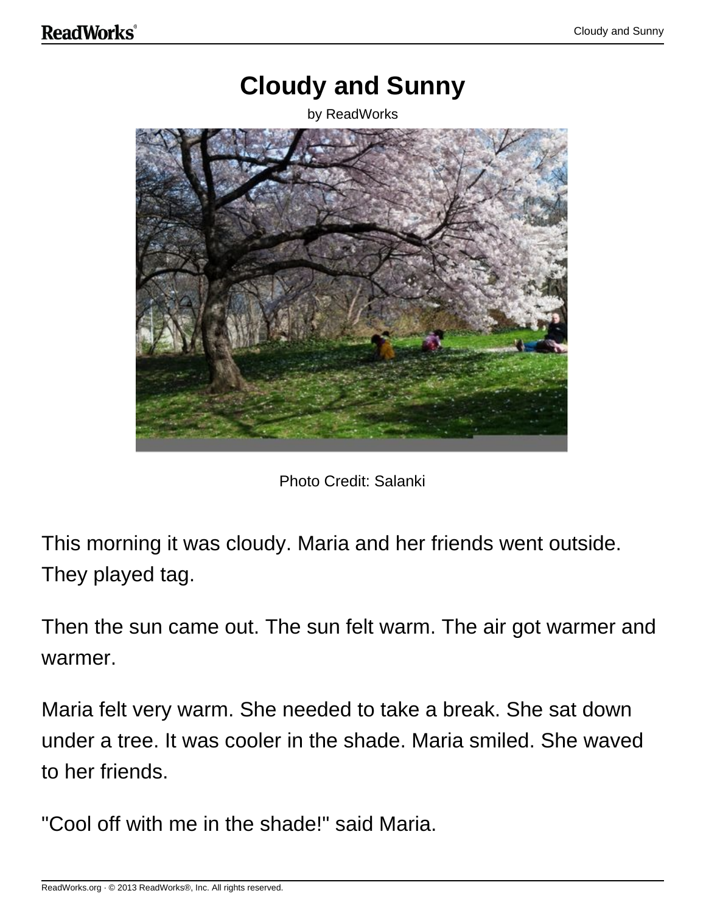# Cloudy and Sunny

by ReadWorks

Photo Credit: Salanki

This morning it was cloudy. Maria and her friends went outside. They played tag.

Then the sun came out. The sun felt warm. The air got warmer and warmer.

Maria felt very warm. She needed to take a break. She sat down under a tree. It was cooler in the shade. Maria smiled. She waved to her friends.

"Cool off with me in the shade!" said Maria.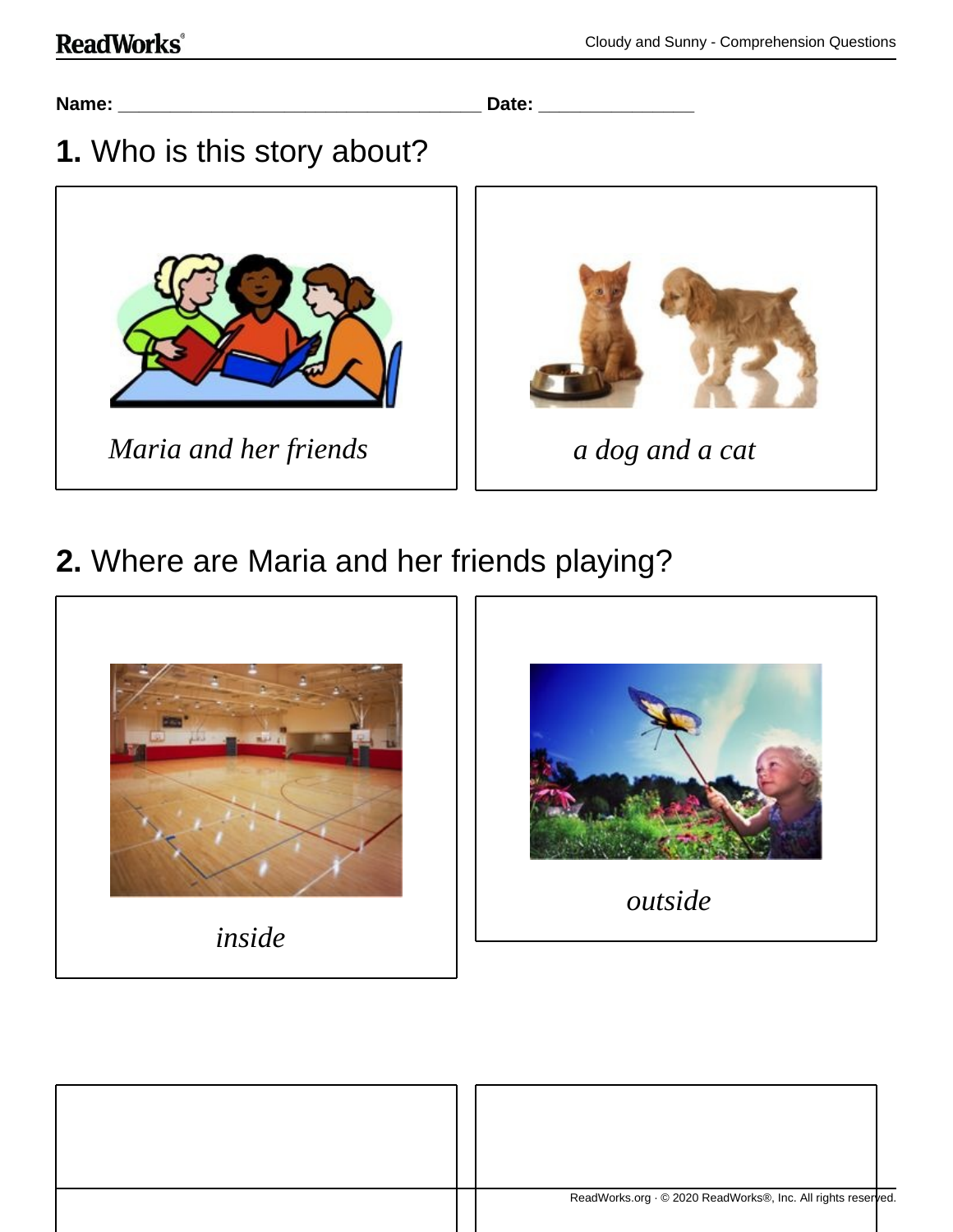**Name:** ___________________________________ **Date:** _______________

## 1. Who is this story about?

*Maria and her friends*

*a dog and a cat*

## 2. Where are Maria and her friends playing?

*inside*

*outside*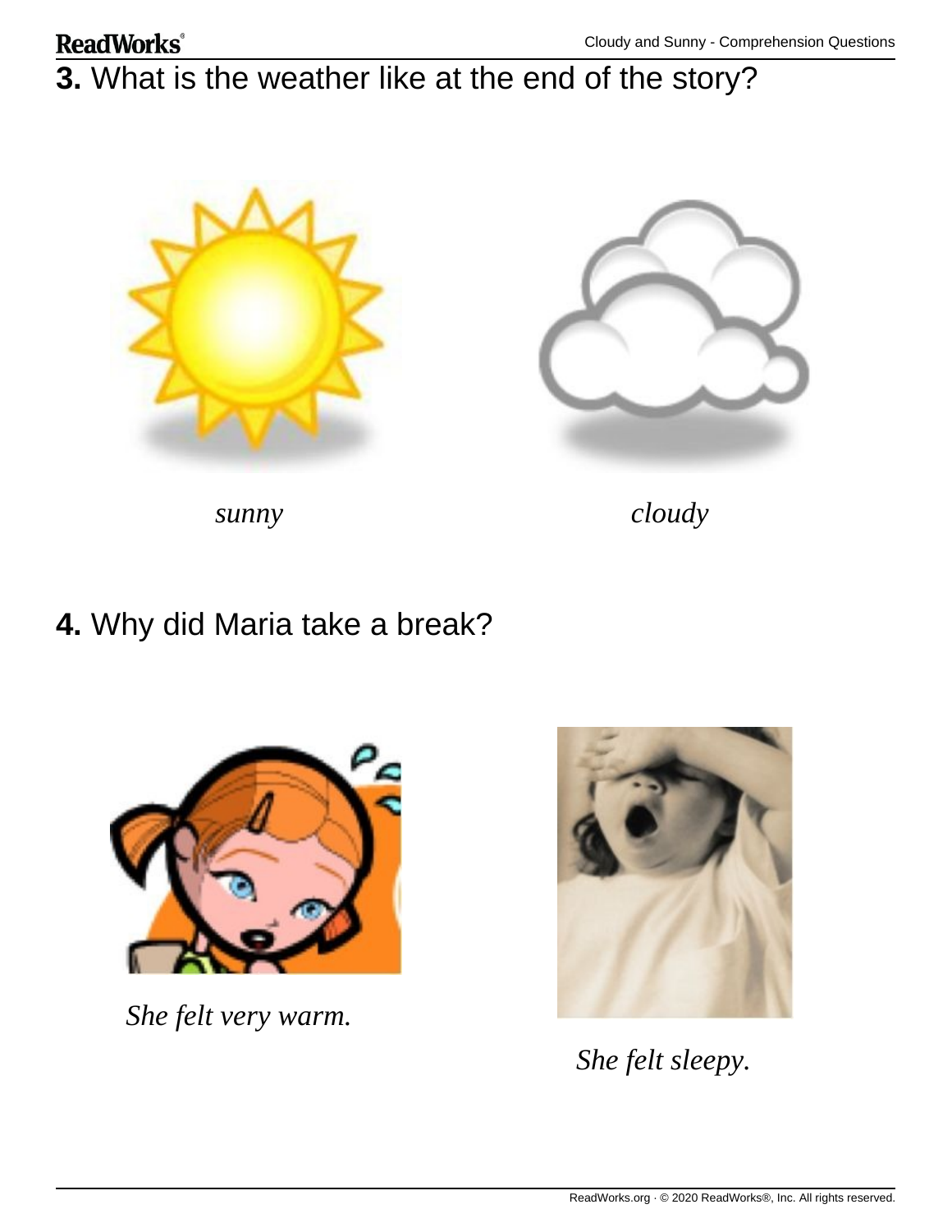**3.** What is the weather like at the end of the story?

*sunny*

*cloudy*

**4.** Why did Maria take a break?

*She felt very warm.*

*She felt sleepy.*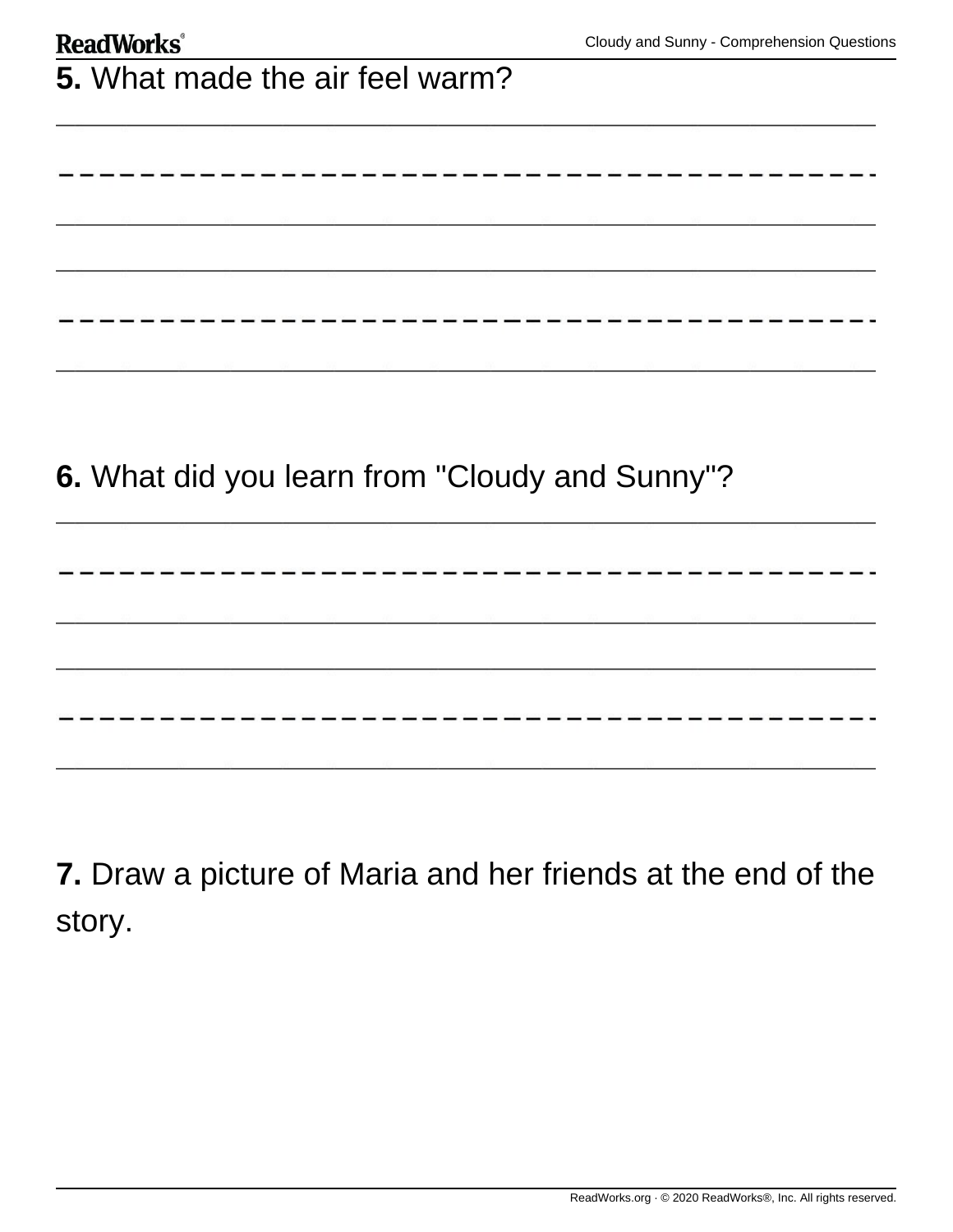**5.** What made the air feel warm?

**6.** What did you learn from "Cloudy and Sunny"?

**7.** Draw a picture of Maria and her friends at the end of the story.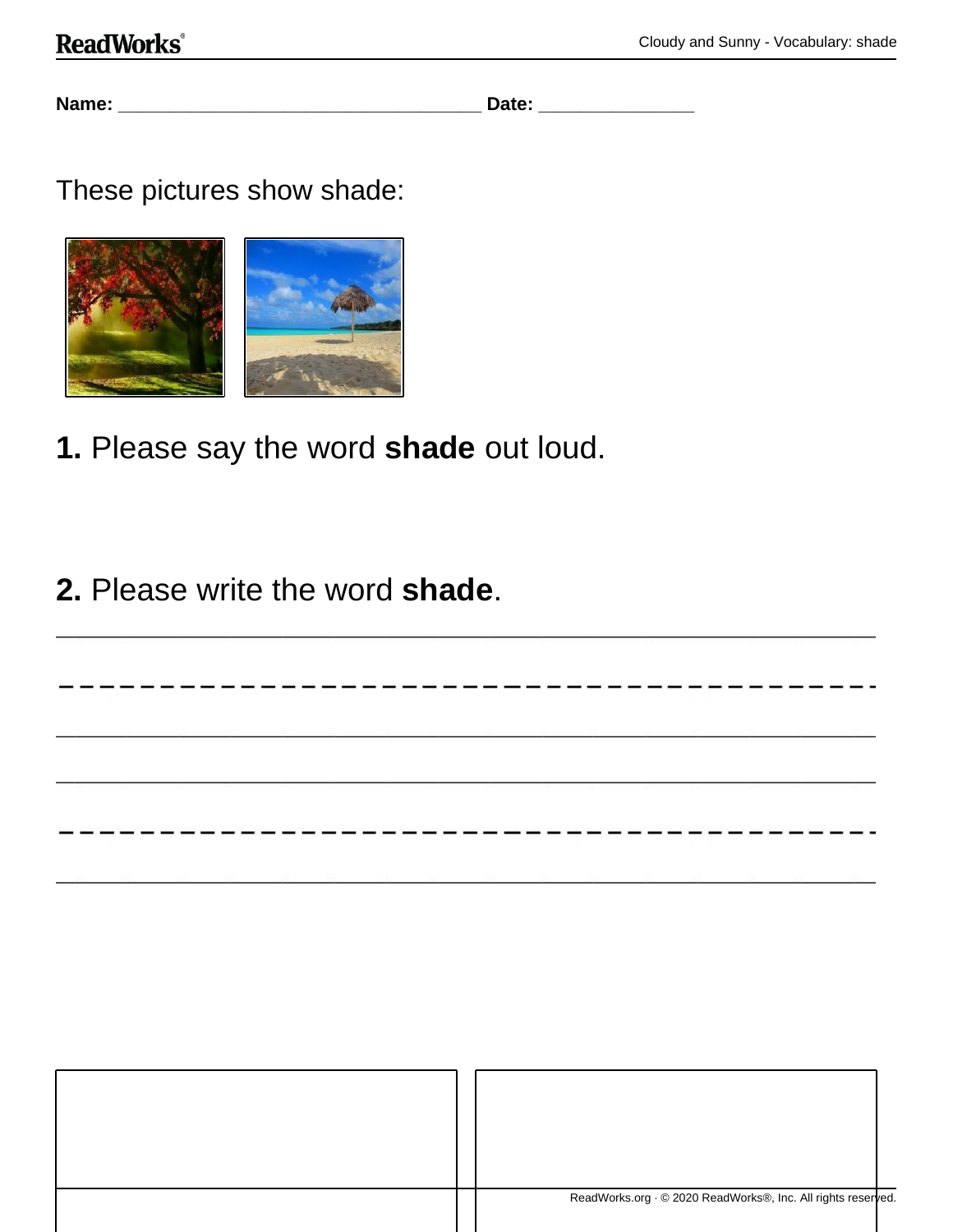Name: ___________________________________ Date: _______________

These pictures show shade:

**1.** Please say the word **shade** out loud.

**2.** Please write the word **shade**.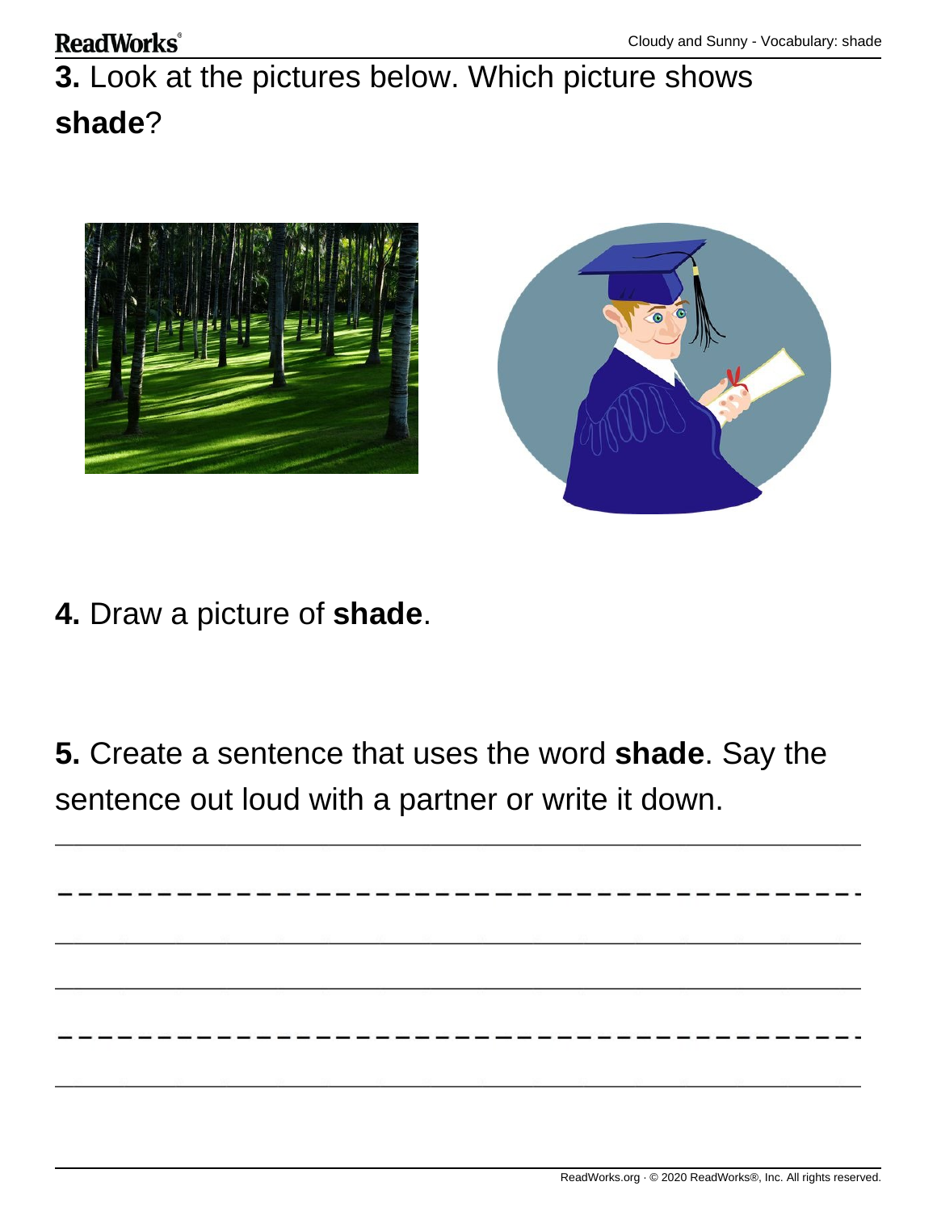**3.** Look at the pictures below. Which picture shows **shade**?

**4.** Draw a picture of **shade**.

**5.** Create a sentence that uses the word **shade**. Say the sentence out loud with a partner or write it down.